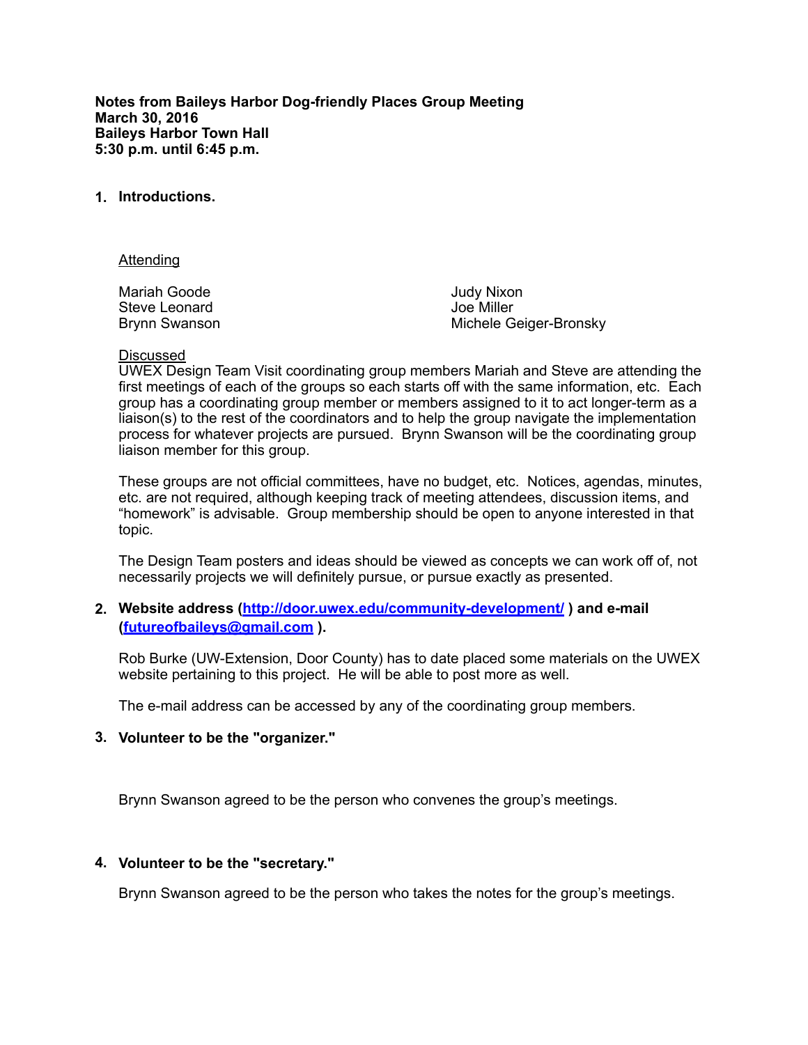**Notes from Baileys Harbor Dog-friendly Places Group Meeting**
**March 30, 2016**
**Baileys Harbor Town Hall**
**5:30 p.m. until 6:45 p.m.**

1. **Introductions.**

   Attending

   Mariah Goode
   Steve Leonard
   Brynn Swanson
   Judy Nixon
   Joe Miller
   Michele Geiger-Bronsky

   Discussed
   UWEX Design Team Visit coordinating group members Mariah and Steve are attending the first meetings of each of the groups so each starts off with the same information, etc. Each group has a coordinating group member or members assigned to it to act longer-term as a liaison(s) to the rest of the coordinators and to help the group navigate the implementation process for whatever projects are pursued. Brynn Swanson will be the coordinating group liaison member for this group.

   These groups are not official committees, have no budget, etc. Notices, agendas, minutes, etc. are not required, although keeping track of meeting attendees, discussion items, and "homework" is advisable. Group membership should be open to anyone interested in that topic.

   The Design Team posters and ideas should be viewed as concepts we can work off of, not necessarily projects we will definitely pursue, or pursue exactly as presented.

2. **Website address (http://door.uwex.edu/community-development/ ) and e-mail (futureofbaileys@gmail.com ).**

   Rob Burke (UW-Extension, Door County) has to date placed some materials on the UWEX website pertaining to this project. He will be able to post more as well.

   The e-mail address can be accessed by any of the coordinating group members.

3. **Volunteer to be the "organizer."**

   Brynn Swanson agreed to be the person who convenes the group's meetings.

4. **Volunteer to be the "secretary."**

   Brynn Swanson agreed to be the person who takes the notes for the group's meetings.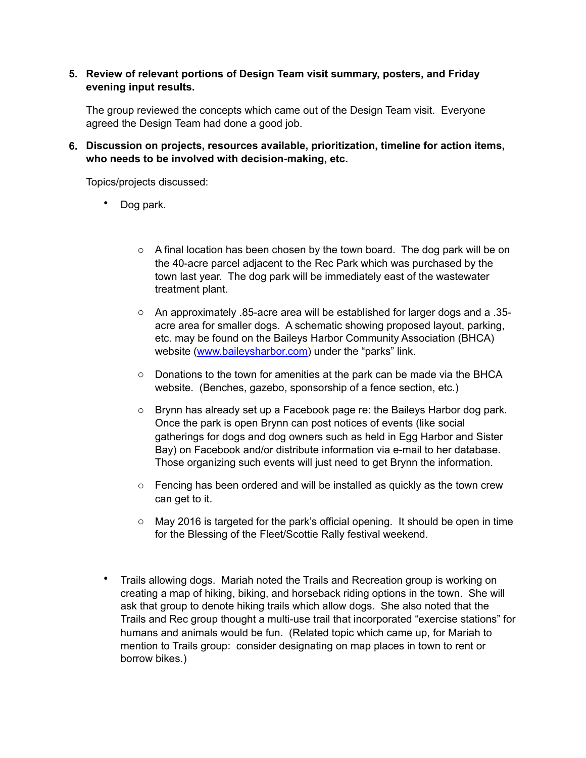5. **Review of relevant portions of Design Team visit summary, posters, and Friday evening input results.**

   The group reviewed the concepts which came out of the Design Team visit. Everyone agreed the Design Team had done a good job.

6. **Discussion on projects, resources available, prioritization, timeline for action items, who needs to be involved with decision-making, etc.**

   Topics/projects discussed:

   - Dog park.
     - A final location has been chosen by the town board. The dog park will be on the 40-acre parcel adjacent to the Rec Park which was purchased by the town last year. The dog park will be immediately east of the wastewater treatment plant.
     - An approximately .85-acre area will be established for larger dogs and a .35-acre area for smaller dogs. A schematic showing proposed layout, parking, etc. may be found on the Baileys Harbor Community Association (BHCA) website ([www.baileysharbor.com](http://www.baileysharbor.com)) under the "parks" link.
     - Donations to the town for amenities at the park can be made via the BHCA website. (Benches, gazebo, sponsorship of a fence section, etc.)
     - Brynn has already set up a Facebook page re: the Baileys Harbor dog park. Once the park is open Brynn can post notices of events (like social gatherings for dogs and dog owners such as held in Egg Harbor and Sister Bay) on Facebook and/or distribute information via e-mail to her database. Those organizing such events will just need to get Brynn the information.
     - Fencing has been ordered and will be installed as quickly as the town crew can get to it.
     - May 2016 is targeted for the park's official opening. It should be open in time for the Blessing of the Fleet/Scottie Rally festival weekend.

   - Trails allowing dogs. Mariah noted the Trails and Recreation group is working on creating a map of hiking, biking, and horseback riding options in the town. She will ask that group to denote hiking trails which allow dogs. She also noted that the Trails and Rec group thought a multi-use trail that incorporated "exercise stations" for humans and animals would be fun. (Related topic which came up, for Mariah to mention to Trails group: consider designating on map places in town to rent or borrow bikes.)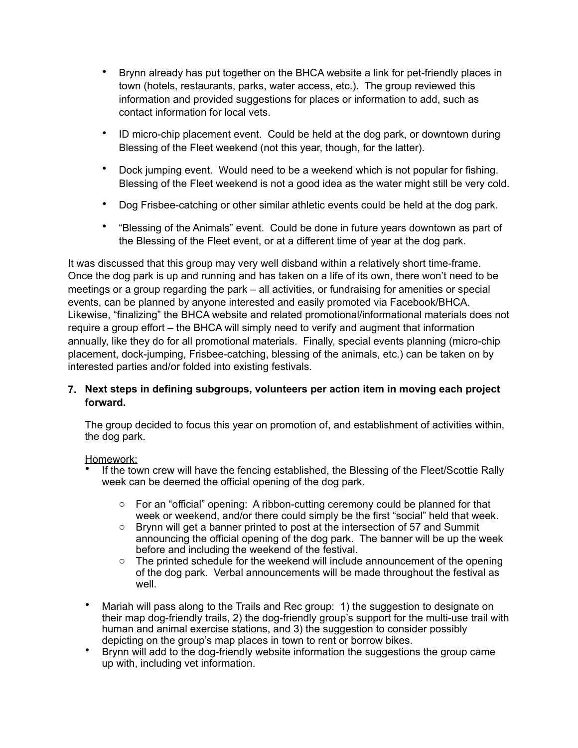- Brynn already has put together on the BHCA website a link for pet-friendly places in town (hotels, restaurants, parks, water access, etc.). The group reviewed this information and provided suggestions for places or information to add, such as contact information for local vets.
- ID micro-chip placement event. Could be held at the dog park, or downtown during Blessing of the Fleet weekend (not this year, though, for the latter).
- Dock jumping event. Would need to be a weekend which is not popular for fishing. Blessing of the Fleet weekend is not a good idea as the water might still be very cold.
- Dog Frisbee-catching or other similar athletic events could be held at the dog park.
- "Blessing of the Animals" event. Could be done in future years downtown as part of the Blessing of the Fleet event, or at a different time of year at the dog park.

It was discussed that this group may very well disband within a relatively short time-frame. Once the dog park is up and running and has taken on a life of its own, there won't need to be meetings or a group regarding the park – all activities, or fundraising for amenities or special events, can be planned by anyone interested and easily promoted via Facebook/BHCA. Likewise, "finalizing" the BHCA website and related promotional/informational materials does not require a group effort – the BHCA will simply need to verify and augment that information annually, like they do for all promotional materials. Finally, special events planning (micro-chip placement, dock-jumping, Frisbee-catching, blessing of the animals, etc.) can be taken on by interested parties and/or folded into existing festivals.

7. **Next steps in defining subgroups, volunteers per action item in moving each project forward.**

   The group decided to focus this year on promotion of, and establishment of activities within, the dog park.

   Homework:

- If the town crew will have the fencing established, the Blessing of the Fleet/Scottie Rally week can be deemed the official opening of the dog park.
  - For an "official" opening: A ribbon-cutting ceremony could be planned for that week or weekend, and/or there could simply be the first "social" held that week.
  - Brynn will get a banner printed to post at the intersection of 57 and Summit announcing the official opening of the dog park. The banner will be up the week before and including the weekend of the festival.
  - The printed schedule for the weekend will include announcement of the opening of the dog park. Verbal announcements will be made throughout the festival as well.
- Mariah will pass along to the Trails and Rec group: 1) the suggestion to designate on their map dog-friendly trails, 2) the dog-friendly group's support for the multi-use trail with human and animal exercise stations, and 3) the suggestion to consider possibly depicting on the group's map places in town to rent or borrow bikes.
- Brynn will add to the dog-friendly website information the suggestions the group came up with, including vet information.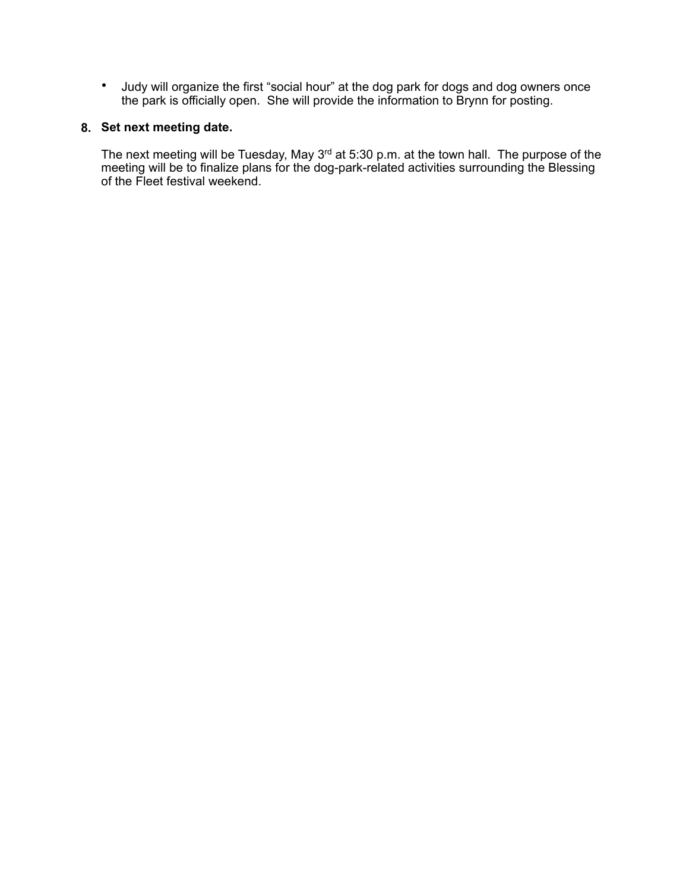- Judy will organize the first “social hour” at the dog park for dogs and dog owners once the park is officially open. She will provide the information to Brynn for posting.

8. **Set next meeting date.**

   The next meeting will be Tuesday, May 3rd at 5:30 p.m. at the town hall. The purpose of the meeting will be to finalize plans for the dog-park-related activities surrounding the Blessing of the Fleet festival weekend.